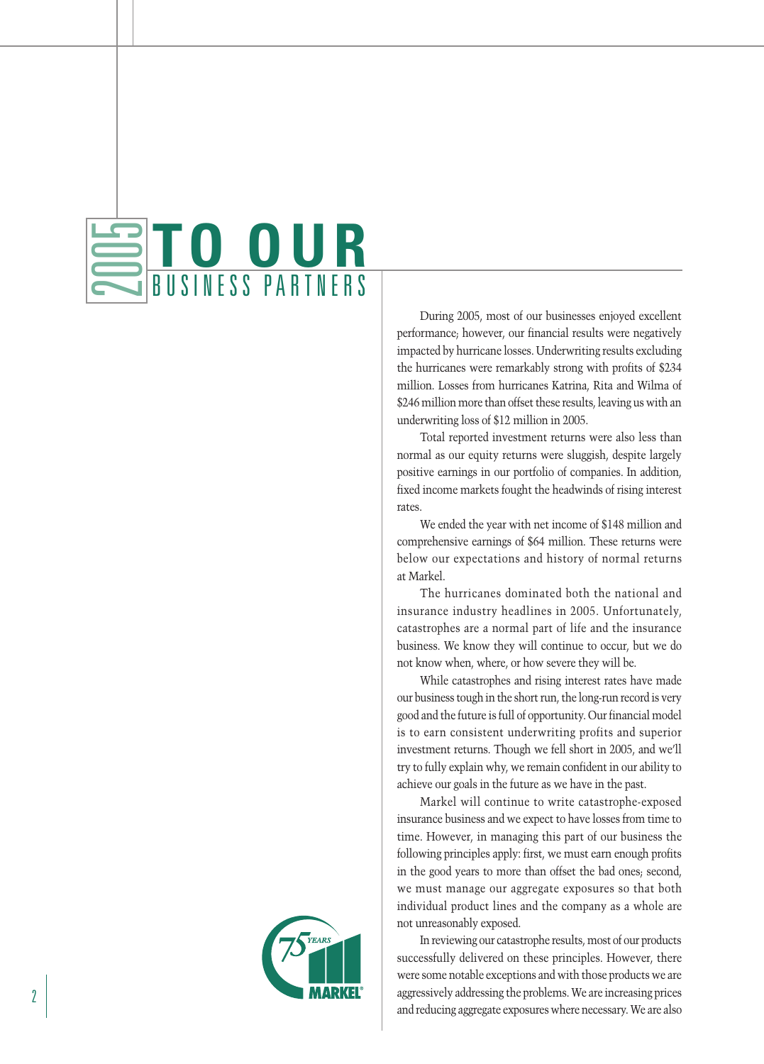# 2005 TO OUR BUSINESS PARTNERS

During 2005, most of our businesses enjoyed excellent performance; however, our financial results were negatively impacted by hurricane losses. Underwriting results excluding the hurricanes were remarkably strong with profits of $234 million. Losses from hurricanes Katrina, Rita and Wilma of $246 million more than offset these results, leaving us with an underwriting loss of $12 million in 2005.

Total reported investment returns were also less than normal as our equity returns were sluggish, despite largely positive earnings in our portfolio of companies. In addition, fixed income markets fought the headwinds of rising interest rates.

We ended the year with net income of $148 million and comprehensive earnings of $64 million. These returns were below our expectations and history of normal returns at Markel.

The hurricanes dominated both the national and insurance industry headlines in 2005. Unfortunately, catastrophes are a normal part of life and the insurance business. We know they will continue to occur, but we do not know when, where, or how severe they will be.

While catastrophes and rising interest rates have made our business tough in the short run, the long-run record is very good and the future is full of opportunity. Our financial model is to earn consistent underwriting profits and superior investment returns. Though we fell short in 2005, and we'll try to fully explain why, we remain confident in our ability to achieve our goals in the future as we have in the past.

Markel will continue to write catastrophe-exposed insurance business and we expect to have losses from time to time. However, in managing this part of our business the following principles apply: first, we must earn enough profits in the good years to more than offset the bad ones; second, we must manage our aggregate exposures so that both individual product lines and the company as a whole are not unreasonably exposed.

In reviewing our catastrophe results, most of our products successfully delivered on these principles. However, there were some notable exceptions and with those products we are aggressively addressing the problems. We are increasing prices and reducing aggregate exposures where necessary. We are also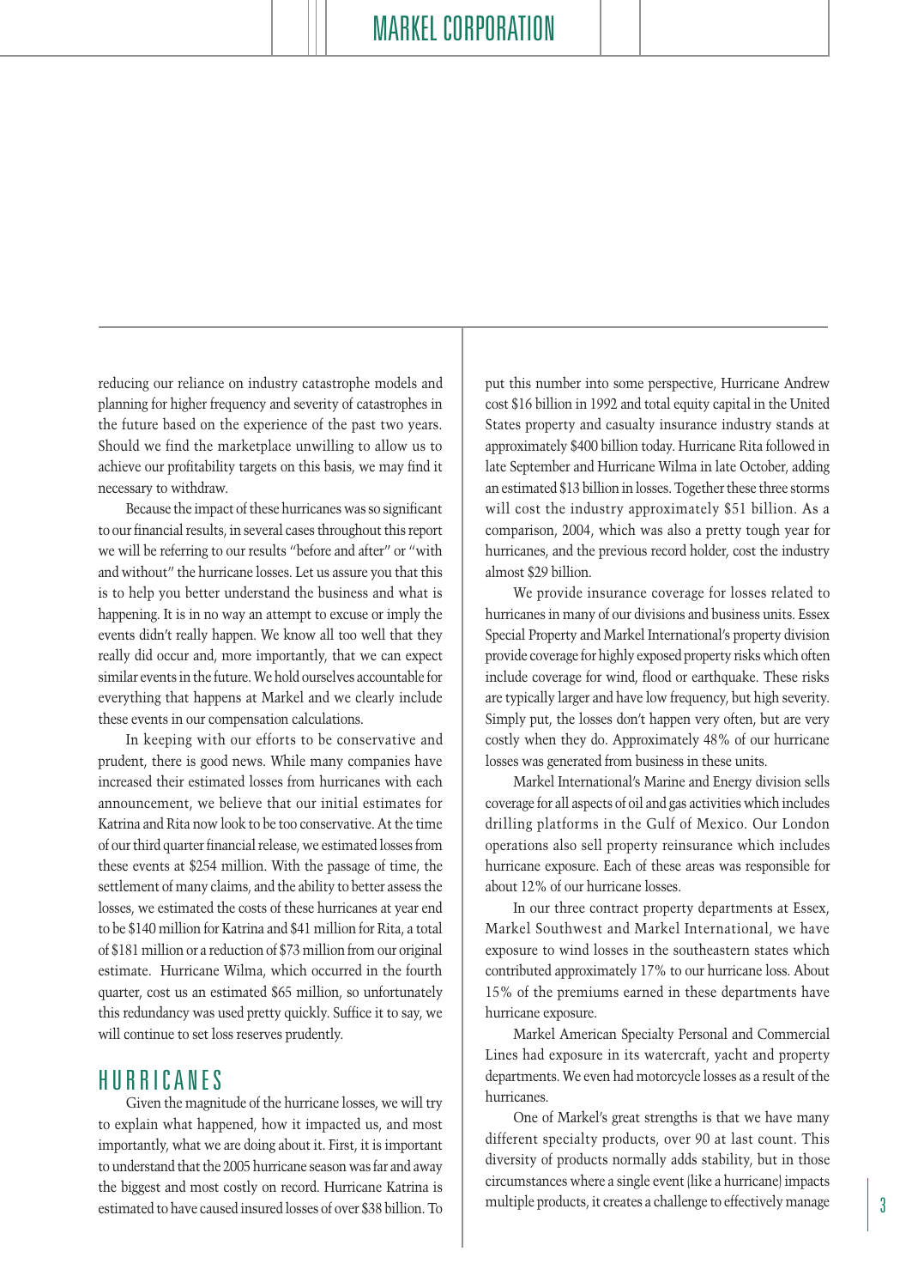reducing our reliance on industry catastrophe models and planning for higher frequency and severity of catastrophes in the future based on the experience of the past two years. Should we find the marketplace unwilling to allow us to achieve our profitability targets on this basis, we may find it necessary to withdraw.

Because the impact of these hurricanes was so significant to our financial results, in several cases throughout this report we will be referring to our results "before and after" or "with and without" the hurricane losses. Let us assure you that this is to help you better understand the business and what is happening. It is in no way an attempt to excuse or imply the events didn't really happen. We know all too well that they really did occur and, more importantly, that we can expect similar events in the future. We hold ourselves accountable for everything that happens at Markel and we clearly include these events in our compensation calculations.

In keeping with our efforts to be conservative and prudent, there is good news. While many companies have increased their estimated losses from hurricanes with each announcement, we believe that our initial estimates for Katrina and Rita now look to be too conservative. At the time of our third quarter financial release, we estimated losses from these events at $254 million. With the passage of time, the settlement of many claims, and the ability to better assess the losses, we estimated the costs of these hurricanes at year end to be $140 million for Katrina and $41 million for Rita, a total of $181 million or a reduction of $73 million from our original estimate. Hurricane Wilma, which occurred in the fourth quarter, cost us an estimated $65 million, so unfortunately this redundancy was used pretty quickly. Suffice it to say, we will continue to set loss reserves prudently.

## HURRICANES

Given the magnitude of the hurricane losses, we will try to explain what happened, how it impacted us, and most importantly, what we are doing about it. First, it is important to understand that the 2005 hurricane season was far and away the biggest and most costly on record. Hurricane Katrina is estimated to have caused insured losses of over $38 billion. To put this number into some perspective, Hurricane Andrew cost $16 billion in 1992 and total equity capital in the United States property and casualty insurance industry stands at approximately $400 billion today. Hurricane Rita followed in late September and Hurricane Wilma in late October, adding an estimated $13 billion in losses. Together these three storms will cost the industry approximately $51 billion. As a comparison, 2004, which was also a pretty tough year for hurricanes, and the previous record holder, cost the industry almost $29 billion.

We provide insurance coverage for losses related to hurricanes in many of our divisions and business units. Essex Special Property and Markel International's property division provide coverage for highly exposed property risks which often include coverage for wind, flood or earthquake. These risks are typically larger and have low frequency, but high severity. Simply put, the losses don't happen very often, but are very costly when they do. Approximately 48% of our hurricane losses was generated from business in these units.

Markel International's Marine and Energy division sells coverage for all aspects of oil and gas activities which includes drilling platforms in the Gulf of Mexico. Our London operations also sell property reinsurance which includes hurricane exposure. Each of these areas was responsible for about 12% of our hurricane losses.

In our three contract property departments at Essex, Markel Southwest and Markel International, we have exposure to wind losses in the southeastern states which contributed approximately 17% to our hurricane loss. About 15% of the premiums earned in these departments have hurricane exposure.

Markel American Specialty Personal and Commercial Lines had exposure in its watercraft, yacht and property departments. We even had motorcycle losses as a result of the hurricanes.

One of Markel's great strengths is that we have many different specialty products, over 90 at last count. This diversity of products normally adds stability, but in those circumstances where a single event (like a hurricane) impacts multiple products, it creates a challenge to effectively manage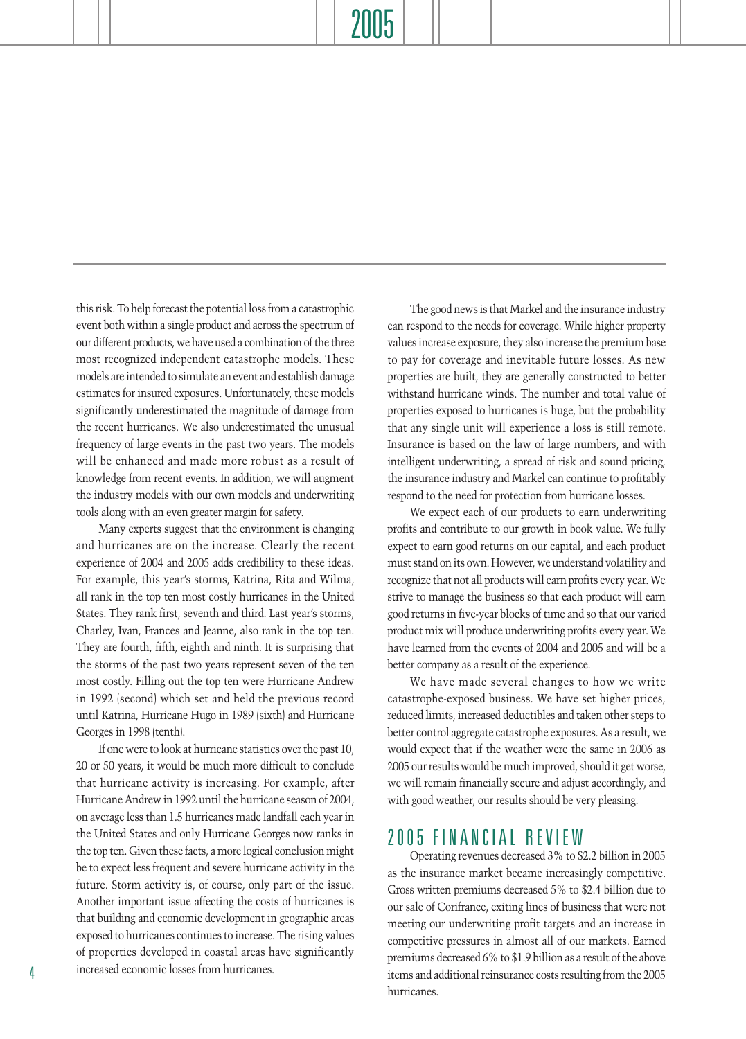this risk. To help forecast the potential loss from a catastrophic event both within a single product and across the spectrum of our different products, we have used a combination of the three most recognized independent catastrophe models. These models are intended to simulate an event and establish damage estimates for insured exposures. Unfortunately, these models significantly underestimated the magnitude of damage from the recent hurricanes. We also underestimated the unusual frequency of large events in the past two years. The models will be enhanced and made more robust as a result of knowledge from recent events. In addition, we will augment the industry models with our own models and underwriting tools along with an even greater margin for safety.

Many experts suggest that the environment is changing and hurricanes are on the increase. Clearly the recent experience of 2004 and 2005 adds credibility to these ideas. For example, this year's storms, Katrina, Rita and Wilma, all rank in the top ten most costly hurricanes in the United States. They rank first, seventh and third. Last year's storms, Charley, Ivan, Frances and Jeanne, also rank in the top ten. They are fourth, fifth, eighth and ninth. It is surprising that the storms of the past two years represent seven of the ten most costly. Filling out the top ten were Hurricane Andrew in 1992 (second) which set and held the previous record until Katrina, Hurricane Hugo in 1989 (sixth) and Hurricane Georges in 1998 (tenth).

If one were to look at hurricane statistics over the past 10, 20 or 50 years, it would be much more difficult to conclude that hurricane activity is increasing. For example, after Hurricane Andrew in 1992 until the hurricane season of 2004, on average less than 1.5 hurricanes made landfall each year in the United States and only Hurricane Georges now ranks in the top ten. Given these facts, a more logical conclusion might be to expect less frequent and severe hurricane activity in the future. Storm activity is, of course, only part of the issue. Another important issue affecting the costs of hurricanes is that building and economic development in geographic areas exposed to hurricanes continues to increase. The rising values of properties developed in coastal areas have significantly increased economic losses from hurricanes.

The good news is that Markel and the insurance industry can respond to the needs for coverage. While higher property values increase exposure, they also increase the premium base to pay for coverage and inevitable future losses. As new properties are built, they are generally constructed to better withstand hurricane winds. The number and total value of properties exposed to hurricanes is huge, but the probability that any single unit will experience a loss is still remote. Insurance is based on the law of large numbers, and with intelligent underwriting, a spread of risk and sound pricing, the insurance industry and Markel can continue to profitably respond to the need for protection from hurricane losses.

We expect each of our products to earn underwriting profits and contribute to our growth in book value. We fully expect to earn good returns on our capital, and each product must stand on its own. However, we understand volatility and recognize that not all products will earn profits every year. We strive to manage the business so that each product will earn good returns in five-year blocks of time and so that our varied product mix will produce underwriting profits every year. We have learned from the events of 2004 and 2005 and will be a better company as a result of the experience.

We have made several changes to how we write catastrophe-exposed business. We have set higher prices, reduced limits, increased deductibles and taken other steps to better control aggregate catastrophe exposures. As a result, we would expect that if the weather were the same in 2006 as 2005 our results would be much improved, should it get worse, we will remain financially secure and adjust accordingly, and with good weather, our results should be very pleasing.

## 2005 FINANCIAL REVIEW

Operating revenues decreased 3% to $2.2 billion in 2005 as the insurance market became increasingly competitive. Gross written premiums decreased 5% to $2.4 billion due to our sale of Corifrance, exiting lines of business that were not meeting our underwriting profit targets and an increase in competitive pressures in almost all of our markets. Earned premiums decreased 6% to $1.9 billion as a result of the above items and additional reinsurance costs resulting from the 2005 hurricanes.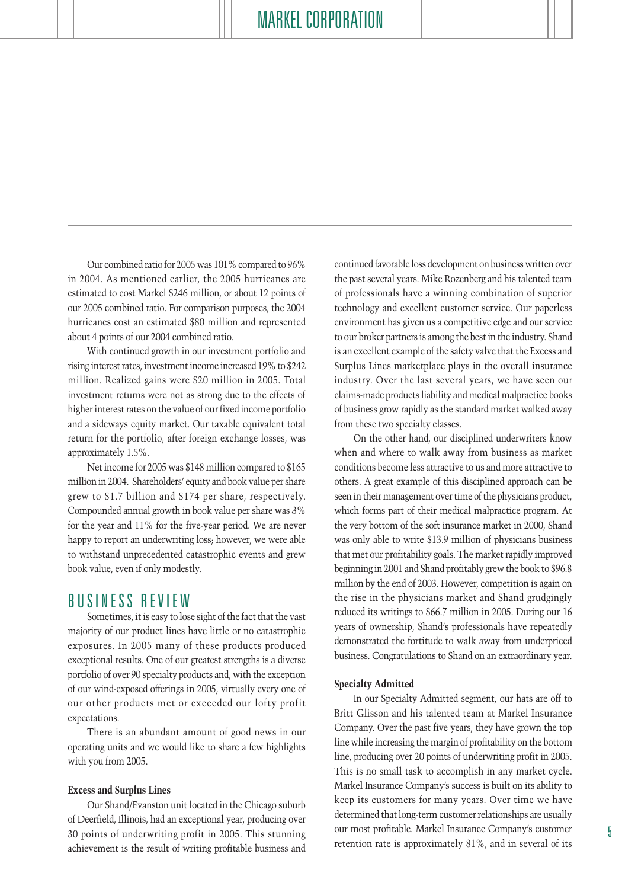Our combined ratio for 2005 was 101% compared to 96% in 2004. As mentioned earlier, the 2005 hurricanes are estimated to cost Markel $246 million, or about 12 points of our 2005 combined ratio. For comparison purposes, the 2004 hurricanes cost an estimated $80 million and represented about 4 points of our 2004 combined ratio.

With continued growth in our investment portfolio and rising interest rates, investment income increased 19% to $242 million. Realized gains were $20 million in 2005. Total investment returns were not as strong due to the effects of higher interest rates on the value of our fixed income portfolio and a sideways equity market. Our taxable equivalent total return for the portfolio, after foreign exchange losses, was approximately 1.5%.

Net income for 2005 was $148 million compared to $165 million in 2004. Shareholders' equity and book value per share grew to $1.7 billion and $174 per share, respectively. Compounded annual growth in book value per share was 3% for the year and 11% for the five-year period. We are never happy to report an underwriting loss; however, we were able to withstand unprecedented catastrophic events and grew book value, even if only modestly.

## BUSINESS REVIEW

Sometimes, it is easy to lose sight of the fact that the vast majority of our product lines have little or no catastrophic exposures. In 2005 many of these products produced exceptional results. One of our greatest strengths is a diverse portfolio of over 90 specialty products and, with the exception of our wind-exposed offerings in 2005, virtually every one of our other products met or exceeded our lofty profit expectations.

There is an abundant amount of good news in our operating units and we would like to share a few highlights with you from 2005.

### Excess and Surplus Lines

Our Shand/Evanston unit located in the Chicago suburb of Deerfield, Illinois, had an exceptional year, producing over 30 points of underwriting profit in 2005. This stunning achievement is the result of writing profitable business and continued favorable loss development on business written over the past several years. Mike Rozenberg and his talented team of professionals have a winning combination of superior technology and excellent customer service. Our paperless environment has given us a competitive edge and our service to our broker partners is among the best in the industry. Shand is an excellent example of the safety valve that the Excess and Surplus Lines marketplace plays in the overall insurance industry. Over the last several years, we have seen our claims-made products liability and medical malpractice books of business grow rapidly as the standard market walked away from these two specialty classes.

On the other hand, our disciplined underwriters know when and where to walk away from business as market conditions become less attractive to us and more attractive to others. A great example of this disciplined approach can be seen in their management over time of the physicians product, which forms part of their medical malpractice program. At the very bottom of the soft insurance market in 2000, Shand was only able to write $13.9 million of physicians business that met our profitability goals. The market rapidly improved beginning in 2001 and Shand profitably grew the book to $96.8 million by the end of 2003. However, competition is again on the rise in the physicians market and Shand grudgingly reduced its writings to $66.7 million in 2005. During our 16 years of ownership, Shand's professionals have repeatedly demonstrated the fortitude to walk away from underpriced business. Congratulations to Shand on an extraordinary year.

### Specialty Admitted

In our Specialty Admitted segment, our hats are off to Britt Glisson and his talented team at Markel Insurance Company. Over the past five years, they have grown the top line while increasing the margin of profitability on the bottom line, producing over 20 points of underwriting profit in 2005. This is no small task to accomplish in any market cycle. Markel Insurance Company's success is built on its ability to keep its customers for many years. Over time we have determined that long-term customer relationships are usually our most profitable. Markel Insurance Company's customer retention rate is approximately 81%, and in several of its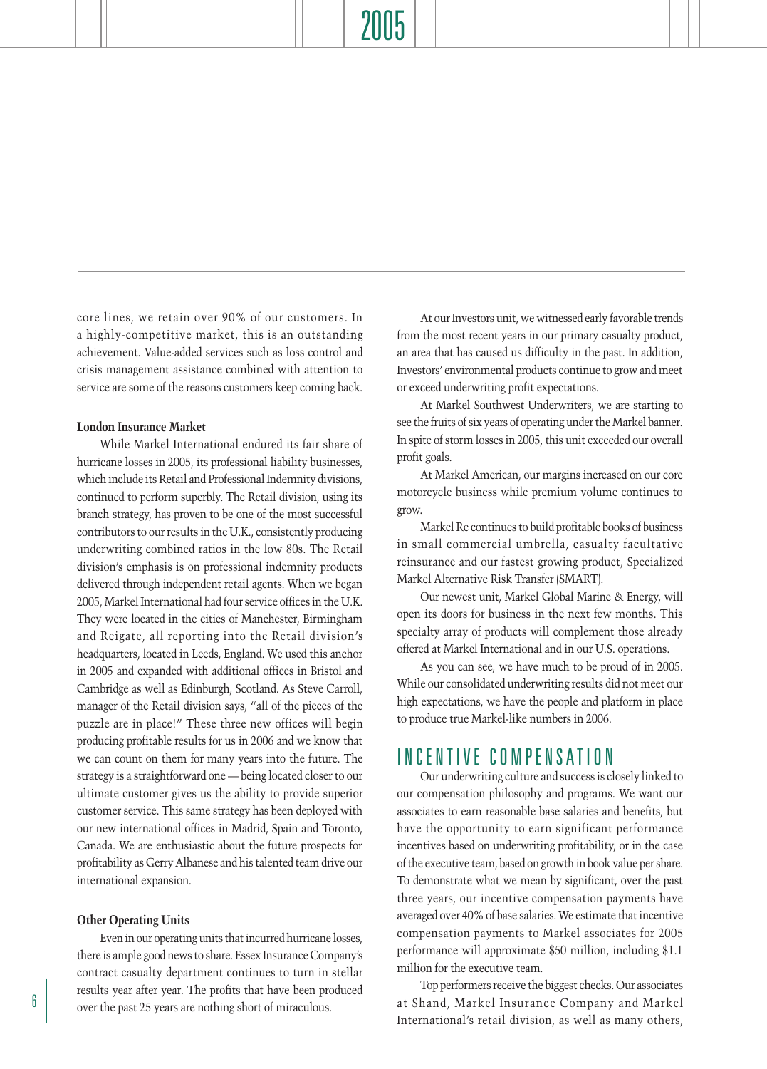core lines, we retain over 90% of our customers. In a highly-competitive market, this is an outstanding achievement. Value-added services such as loss control and crisis management assistance combined with attention to service are some of the reasons customers keep coming back.

**London Insurance Market**

While Markel International endured its fair share of hurricane losses in 2005, its professional liability businesses, which include its Retail and Professional Indemnity divisions, continued to perform superbly. The Retail division, using its branch strategy, has proven to be one of the most successful contributors to our results in the U.K., consistently producing underwriting combined ratios in the low 80s. The Retail division's emphasis is on professional indemnity products delivered through independent retail agents. When we began 2005, Markel International had four service offices in the U.K. They were located in the cities of Manchester, Birmingham and Reigate, all reporting into the Retail division's headquarters, located in Leeds, England. We used this anchor in 2005 and expanded with additional offices in Bristol and Cambridge as well as Edinburgh, Scotland. As Steve Carroll, manager of the Retail division says, "all of the pieces of the puzzle are in place!" These three new offices will begin producing profitable results for us in 2006 and we know that we can count on them for many years into the future. The strategy is a straightforward one — being located closer to our ultimate customer gives us the ability to provide superior customer service. This same strategy has been deployed with our new international offices in Madrid, Spain and Toronto, Canada. We are enthusiastic about the future prospects for profitability as Gerry Albanese and his talented team drive our international expansion.

**Other Operating Units**

Even in our operating units that incurred hurricane losses, there is ample good news to share. Essex Insurance Company's contract casualty department continues to turn in stellar results year after year. The profits that have been produced over the past 25 years are nothing short of miraculous.

At our Investors unit, we witnessed early favorable trends from the most recent years in our primary casualty product, an area that has caused us difficulty in the past. In addition, Investors' environmental products continue to grow and meet or exceed underwriting profit expectations.

At Markel Southwest Underwriters, we are starting to see the fruits of six years of operating under the Markel banner. In spite of storm losses in 2005, this unit exceeded our overall profit goals.

At Markel American, our margins increased on our core motorcycle business while premium volume continues to grow.

Markel Re continues to build profitable books of business in small commercial umbrella, casualty facultative reinsurance and our fastest growing product, Specialized Markel Alternative Risk Transfer (SMART).

Our newest unit, Markel Global Marine & Energy, will open its doors for business in the next few months. This specialty array of products will complement those already offered at Markel International and in our U.S. operations.

As you can see, we have much to be proud of in 2005. While our consolidated underwriting results did not meet our high expectations, we have the people and platform in place to produce true Markel-like numbers in 2006.

## INCENTIVE COMPENSATION

Our underwriting culture and success is closely linked to our compensation philosophy and programs. We want our associates to earn reasonable base salaries and benefits, but have the opportunity to earn significant performance incentives based on underwriting profitability, or in the case of the executive team, based on growth in book value per share. To demonstrate what we mean by significant, over the past three years, our incentive compensation payments have averaged over 40% of base salaries. We estimate that incentive compensation payments to Markel associates for 2005 performance will approximate $50 million, including $1.1 million for the executive team.

Top performers receive the biggest checks. Our associates at Shand, Markel Insurance Company and Markel International's retail division, as well as many others,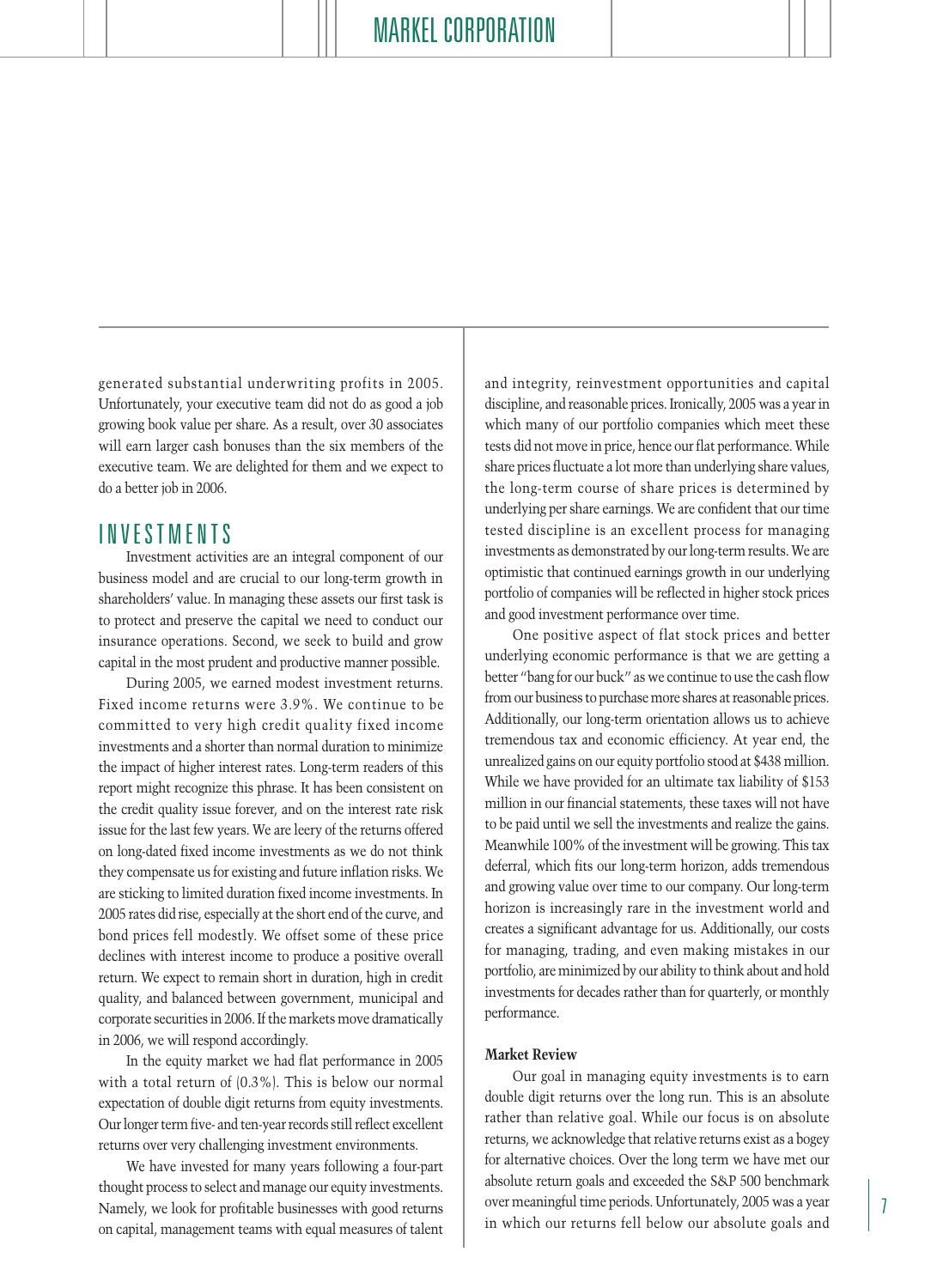generated substantial underwriting profits in 2005. Unfortunately, your executive team did not do as good a job growing book value per share. As a result, over 30 associates will earn larger cash bonuses than the six members of the executive team. We are delighted for them and we expect to do a better job in 2006.

## INVESTMENTS

Investment activities are an integral component of our business model and are crucial to our long-term growth in shareholders' value. In managing these assets our first task is to protect and preserve the capital we need to conduct our insurance operations. Second, we seek to build and grow capital in the most prudent and productive manner possible.

During 2005, we earned modest investment returns. Fixed income returns were 3.9%. We continue to be committed to very high credit quality fixed income investments and a shorter than normal duration to minimize the impact of higher interest rates. Long-term readers of this report might recognize this phrase. It has been consistent on the credit quality issue forever, and on the interest rate risk issue for the last few years. We are leery of the returns offered on long-dated fixed income investments as we do not think they compensate us for existing and future inflation risks. We are sticking to limited duration fixed income investments. In 2005 rates did rise, especially at the short end of the curve, and bond prices fell modestly. We offset some of these price declines with interest income to produce a positive overall return. We expect to remain short in duration, high in credit quality, and balanced between government, municipal and corporate securities in 2006. If the markets move dramatically in 2006, we will respond accordingly.

In the equity market we had flat performance in 2005 with a total return of (0.3%). This is below our normal expectation of double digit returns from equity investments. Our longer term five- and ten-year records still reflect excellent returns over very challenging investment environments.

We have invested for many years following a four-part thought process to select and manage our equity investments. Namely, we look for profitable businesses with good returns on capital, management teams with equal measures of talent and integrity, reinvestment opportunities and capital discipline, and reasonable prices. Ironically, 2005 was a year in which many of our portfolio companies which meet these tests did not move in price, hence our flat performance. While share prices fluctuate a lot more than underlying share values, the long-term course of share prices is determined by underlying per share earnings. We are confident that our time tested discipline is an excellent process for managing investments as demonstrated by our long-term results. We are optimistic that continued earnings growth in our underlying portfolio of companies will be reflected in higher stock prices and good investment performance over time.

One positive aspect of flat stock prices and better underlying economic performance is that we are getting a better "bang for our buck" as we continue to use the cash flow from our business to purchase more shares at reasonable prices. Additionally, our long-term orientation allows us to achieve tremendous tax and economic efficiency. At year end, the unrealized gains on our equity portfolio stood at $438 million. While we have provided for an ultimate tax liability of $153 million in our financial statements, these taxes will not have to be paid until we sell the investments and realize the gains. Meanwhile 100% of the investment will be growing. This tax deferral, which fits our long-term horizon, adds tremendous and growing value over time to our company. Our long-term horizon is increasingly rare in the investment world and creates a significant advantage for us. Additionally, our costs for managing, trading, and even making mistakes in our portfolio, are minimized by our ability to think about and hold investments for decades rather than for quarterly, or monthly performance.

### Market Review

Our goal in managing equity investments is to earn double digit returns over the long run. This is an absolute rather than relative goal. While our focus is on absolute returns, we acknowledge that relative returns exist as a bogey for alternative choices. Over the long term we have met our absolute return goals and exceeded the S&P 500 benchmark over meaningful time periods. Unfortunately, 2005 was a year in which our returns fell below our absolute goals and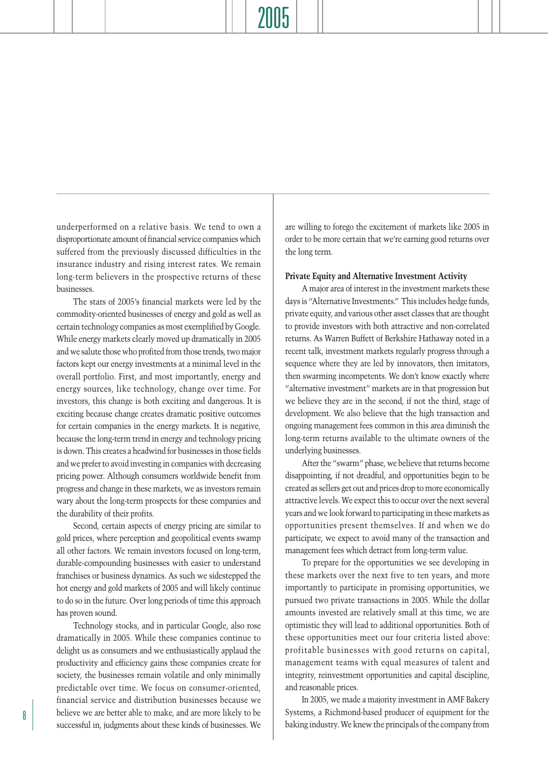underperformed on a relative basis. We tend to own a disproportionate amount of financial service companies which suffered from the previously discussed difficulties in the insurance industry and rising interest rates. We remain long-term believers in the prospective returns of these businesses.

The stars of 2005's financial markets were led by the commodity-oriented businesses of energy and gold as well as certain technology companies as most exemplified by Google. While energy markets clearly moved up dramatically in 2005 and we salute those who profited from those trends, two major factors kept our energy investments at a minimal level in the overall portfolio. First, and most importantly, energy and energy sources, like technology, change over time. For investors, this change is both exciting and dangerous. It is exciting because change creates dramatic positive outcomes for certain companies in the energy markets. It is negative, because the long-term trend in energy and technology pricing is down. This creates a headwind for businesses in those fields and we prefer to avoid investing in companies with decreasing pricing power. Although consumers worldwide benefit from progress and change in these markets, we as investors remain wary about the long-term prospects for these companies and the durability of their profits.

Second, certain aspects of energy pricing are similar to gold prices, where perception and geopolitical events swamp all other factors. We remain investors focused on long-term, durable-compounding businesses with easier to understand franchises or business dynamics. As such we sidestepped the hot energy and gold markets of 2005 and will likely continue to do so in the future. Over long periods of time this approach has proven sound.

Technology stocks, and in particular Google, also rose dramatically in 2005. While these companies continue to delight us as consumers and we enthusiastically applaud the productivity and efficiency gains these companies create for society, the businesses remain volatile and only minimally predictable over time. We focus on consumer-oriented, financial service and distribution businesses because we believe we are better able to make, and are more likely to be successful in, judgments about these kinds of businesses. We are willing to forego the excitement of markets like 2005 in order to be more certain that we're earning good returns over the long term.

**Private Equity and Alternative Investment Activity**

A major area of interest in the investment markets these days is "Alternative Investments." This includes hedge funds, private equity, and various other asset classes that are thought to provide investors with both attractive and non-correlated returns. As Warren Buffett of Berkshire Hathaway noted in a recent talk, investment markets regularly progress through a sequence where they are led by innovators, then imitators, then swarming incompetents. We don't know exactly where "alternative investment" markets are in that progression but we believe they are in the second, if not the third, stage of development. We also believe that the high transaction and ongoing management fees common in this area diminish the long-term returns available to the ultimate owners of the underlying businesses.

After the "swarm" phase, we believe that returns become disappointing, if not dreadful, and opportunities begin to be created as sellers get out and prices drop to more economically attractive levels. We expect this to occur over the next several years and we look forward to participating in these markets as opportunities present themselves. If and when we do participate, we expect to avoid many of the transaction and management fees which detract from long-term value.

To prepare for the opportunities we see developing in these markets over the next five to ten years, and more importantly to participate in promising opportunities, we pursued two private transactions in 2005. While the dollar amounts invested are relatively small at this time, we are optimistic they will lead to additional opportunities. Both of these opportunities meet our four criteria listed above: profitable businesses with good returns on capital, management teams with equal measures of talent and integrity, reinvestment opportunities and capital discipline, and reasonable prices.

In 2005, we made a majority investment in AMF Bakery Systems, a Richmond-based producer of equipment for the baking industry. We knew the principals of the company from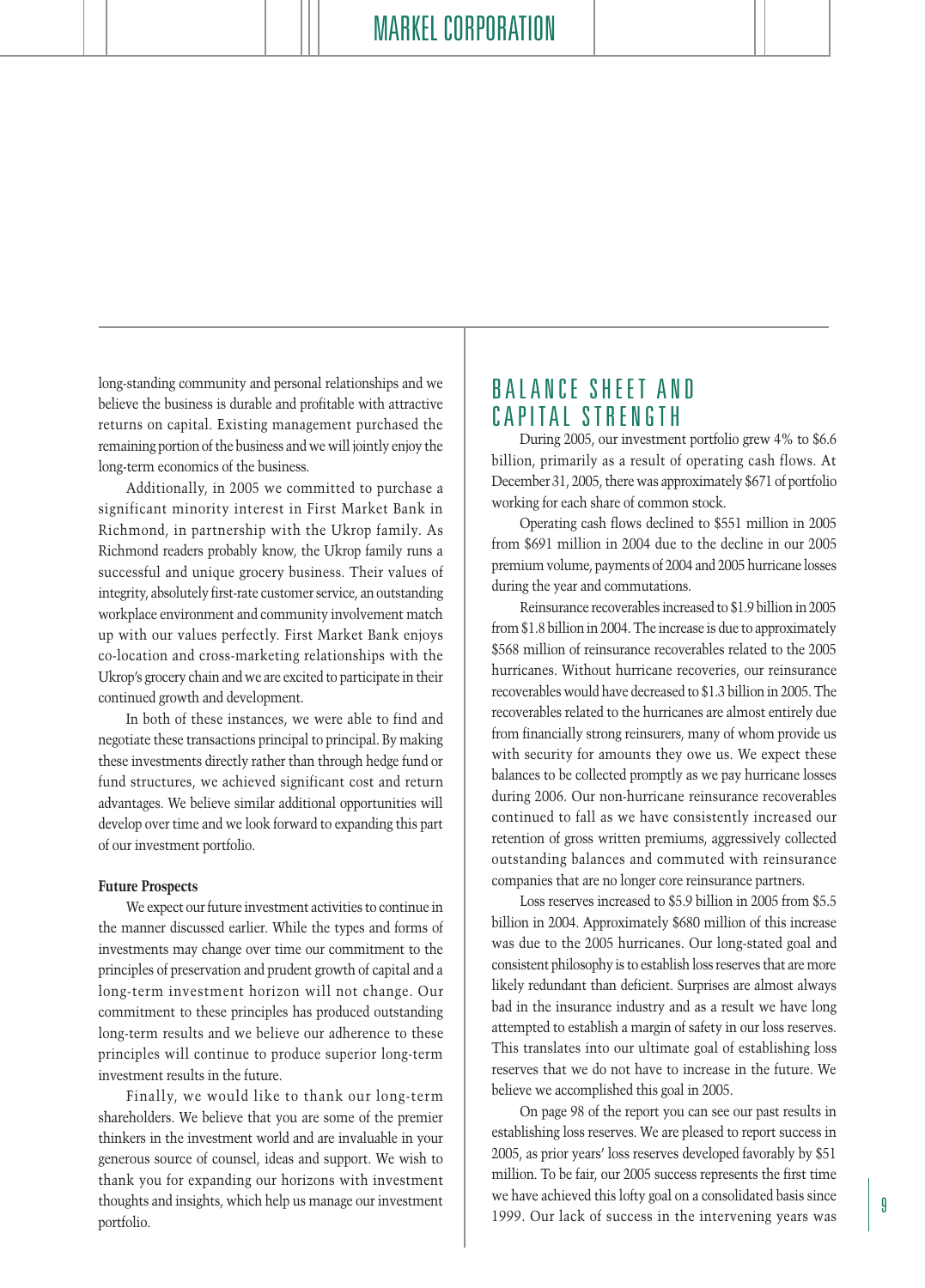long-standing community and personal relationships and we believe the business is durable and profitable with attractive returns on capital. Existing management purchased the remaining portion of the business and we will jointly enjoy the long-term economics of the business.

Additionally, in 2005 we committed to purchase a significant minority interest in First Market Bank in Richmond, in partnership with the Ukrop family. As Richmond readers probably know, the Ukrop family runs a successful and unique grocery business. Their values of integrity, absolutely first-rate customer service, an outstanding workplace environment and community involvement match up with our values perfectly. First Market Bank enjoys co-location and cross-marketing relationships with the Ukrop's grocery chain and we are excited to participate in their continued growth and development.

In both of these instances, we were able to find and negotiate these transactions principal to principal. By making these investments directly rather than through hedge fund or fund structures, we achieved significant cost and return advantages. We believe similar additional opportunities will develop over time and we look forward to expanding this part of our investment portfolio.

**Future Prospects**

We expect our future investment activities to continue in the manner discussed earlier. While the types and forms of investments may change over time our commitment to the principles of preservation and prudent growth of capital and a long-term investment horizon will not change. Our commitment to these principles has produced outstanding long-term results and we believe our adherence to these principles will continue to produce superior long-term investment results in the future.

Finally, we would like to thank our long-term shareholders. We believe that you are some of the premier thinkers in the investment world and are invaluable in your generous source of counsel, ideas and support. We wish to thank you for expanding our horizons with investment thoughts and insights, which help us manage our investment portfolio.

## BALANCE SHEET AND CAPITAL STRENGTH

During 2005, our investment portfolio grew 4% to $6.6 billion, primarily as a result of operating cash flows. At December 31, 2005, there was approximately $671 of portfolio working for each share of common stock.

Operating cash flows declined to $551 million in 2005 from $691 million in 2004 due to the decline in our 2005 premium volume, payments of 2004 and 2005 hurricane losses during the year and commutations.

Reinsurance recoverables increased to $1.9 billion in 2005 from $1.8 billion in 2004. The increase is due to approximately $568 million of reinsurance recoverables related to the 2005 hurricanes. Without hurricane recoveries, our reinsurance recoverables would have decreased to $1.3 billion in 2005. The recoverables related to the hurricanes are almost entirely due from financially strong reinsurers, many of whom provide us with security for amounts they owe us. We expect these balances to be collected promptly as we pay hurricane losses during 2006. Our non-hurricane reinsurance recoverables continued to fall as we have consistently increased our retention of gross written premiums, aggressively collected outstanding balances and commuted with reinsurance companies that are no longer core reinsurance partners.

Loss reserves increased to $5.9 billion in 2005 from $5.5 billion in 2004. Approximately $680 million of this increase was due to the 2005 hurricanes. Our long-stated goal and consistent philosophy is to establish loss reserves that are more likely redundant than deficient. Surprises are almost always bad in the insurance industry and as a result we have long attempted to establish a margin of safety in our loss reserves. This translates into our ultimate goal of establishing loss reserves that we do not have to increase in the future. We believe we accomplished this goal in 2005.

On page 98 of the report you can see our past results in establishing loss reserves. We are pleased to report success in 2005, as prior years' loss reserves developed favorably by $51 million. To be fair, our 2005 success represents the first time we have achieved this lofty goal on a consolidated basis since 1999. Our lack of success in the intervening years was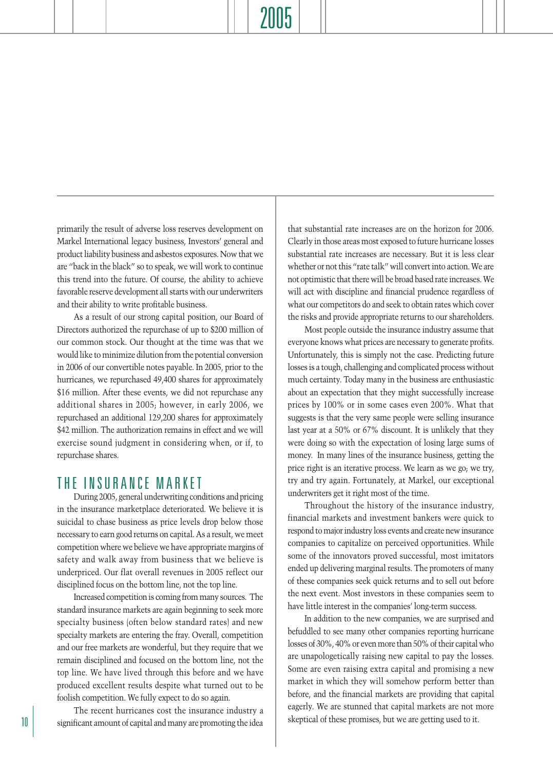primarily the result of adverse loss reserves development on Markel International legacy business, Investors' general and product liability business and asbestos exposures. Now that we are "back in the black" so to speak, we will work to continue this trend into the future. Of course, the ability to achieve favorable reserve development all starts with our underwriters and their ability to write profitable business.

As a result of our strong capital position, our Board of Directors authorized the repurchase of up to $200 million of our common stock. Our thought at the time was that we would like to minimize dilution from the potential conversion in 2006 of our convertible notes payable. In 2005, prior to the hurricanes, we repurchased 49,400 shares for approximately $16 million. After these events, we did not repurchase any additional shares in 2005; however, in early 2006, we repurchased an additional 129,200 shares for approximately $42 million. The authorization remains in effect and we will exercise sound judgment in considering when, or if, to repurchase shares.

## THE INSURANCE MARKET

During 2005, general underwriting conditions and pricing in the insurance marketplace deteriorated. We believe it is suicidal to chase business as price levels drop below those necessary to earn good returns on capital. As a result, we meet competition where we believe we have appropriate margins of safety and walk away from business that we believe is underpriced. Our flat overall revenues in 2005 reflect our disciplined focus on the bottom line, not the top line.

Increased competition is coming from many sources. The standard insurance markets are again beginning to seek more specialty business (often below standard rates) and new specialty markets are entering the fray. Overall, competition and our free markets are wonderful, but they require that we remain disciplined and focused on the bottom line, not the top line. We have lived through this before and we have produced excellent results despite what turned out to be foolish competition. We fully expect to do so again.

The recent hurricanes cost the insurance industry a significant amount of capital and many are promoting the idea that substantial rate increases are on the horizon for 2006. Clearly in those areas most exposed to future hurricane losses substantial rate increases are necessary. But it is less clear whether or not this "rate talk" will convert into action. We are not optimistic that there will be broad based rate increases. We will act with discipline and financial prudence regardless of what our competitors do and seek to obtain rates which cover the risks and provide appropriate returns to our shareholders.

Most people outside the insurance industry assume that everyone knows what prices are necessary to generate profits. Unfortunately, this is simply not the case. Predicting future losses is a tough, challenging and complicated process without much certainty. Today many in the business are enthusiastic about an expectation that they might successfully increase prices by 100% or in some cases even 200%. What that suggests is that the very same people were selling insurance last year at a 50% or 67% discount. It is unlikely that they were doing so with the expectation of losing large sums of money. In many lines of the insurance business, getting the price right is an iterative process. We learn as we go; we try, try and try again. Fortunately, at Markel, our exceptional underwriters get it right most of the time.

Throughout the history of the insurance industry, financial markets and investment bankers were quick to respond to major industry loss events and create new insurance companies to capitalize on perceived opportunities. While some of the innovators proved successful, most imitators ended up delivering marginal results. The promoters of many of these companies seek quick returns and to sell out before the next event. Most investors in these companies seem to have little interest in the companies' long-term success.

In addition to the new companies, we are surprised and befuddled to see many other companies reporting hurricane losses of 30%, 40% or even more than 50% of their capital who are unapologetically raising new capital to pay the losses. Some are even raising extra capital and promising a new market in which they will somehow perform better than before, and the financial markets are providing that capital eagerly. We are stunned that capital markets are not more skeptical of these promises, but we are getting used to it.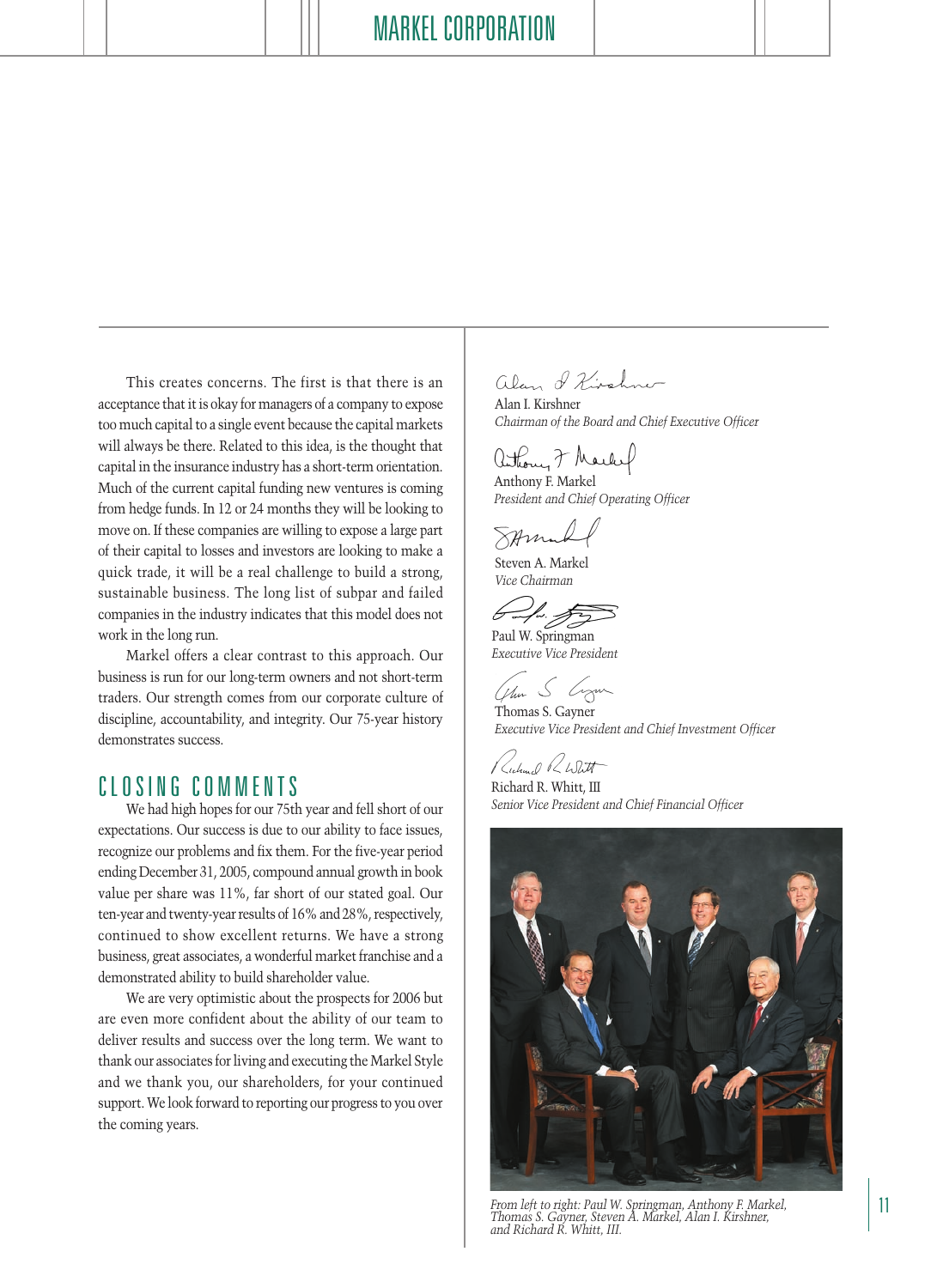This creates concerns. The first is that there is an acceptance that it is okay for managers of a company to expose too much capital to a single event because the capital markets will always be there. Related to this idea, is the thought that capital in the insurance industry has a short-term orientation. Much of the current capital funding new ventures is coming from hedge funds. In 12 or 24 months they will be looking to move on. If these companies are willing to expose a large part of their capital to losses and investors are looking to make a quick trade, it will be a real challenge to build a strong, sustainable business. The long list of subpar and failed companies in the industry indicates that this model does not work in the long run.

Markel offers a clear contrast to this approach. Our business is run for our long-term owners and not short-term traders. Our strength comes from our corporate culture of discipline, accountability, and integrity. Our 75-year history demonstrates success.

## CLOSING COMMENTS

We had high hopes for our 75th year and fell short of our expectations. Our success is due to our ability to face issues, recognize our problems and fix them. For the five-year period ending December 31, 2005, compound annual growth in book value per share was 11%, far short of our stated goal. Our ten-year and twenty-year results of 16% and 28%, respectively, continued to show excellent returns. We have a strong business, great associates, a wonderful market franchise and a demonstrated ability to build shareholder value.

We are very optimistic about the prospects for 2006 but are even more confident about the ability of our team to deliver results and success over the long term. We want to thank our associates for living and executing the Markel Style and we thank you, our shareholders, for your continued support. We look forward to reporting our progress to you over the coming years.

Alan I. Kirshner
*Chairman of the Board and Chief Executive Officer*

Anthony F. Markel
*President and Chief Operating Officer*

Steven A. Markel
*Vice Chairman*

Paul W. Springman
*Executive Vice President*

Thomas S. Gayner
*Executive Vice President and Chief Investment Officer*

Richard R. Whitt, III
*Senior Vice President and Chief Financial Officer*

*From left to right: Paul W. Springman, Anthony F. Markel, Thomas S. Gayner, Steven A. Markel, Alan I. Kirshner, and Richard R. Whitt, III.*